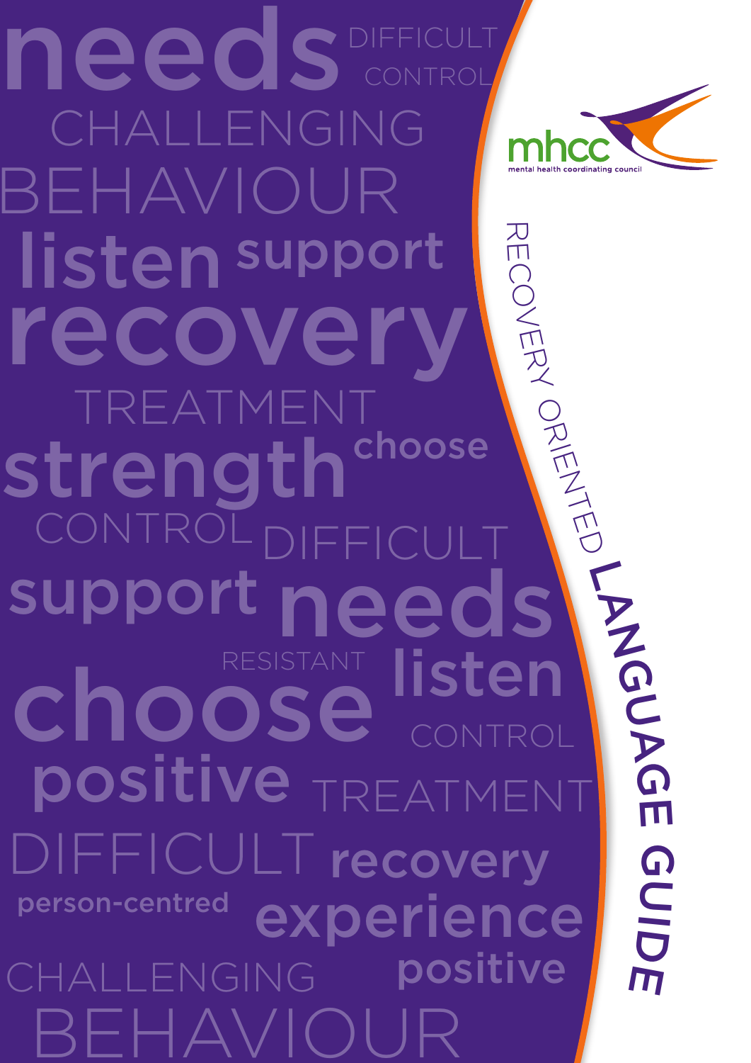mhcc

mental health coordinating council

# RECOVERY ORIENTED LANGUAGE GUIDE

needs DIFFICULT CONTROL CHALLENGING BEHAVIOUR listen support recovery TREATMENT strength choose CONTROL DIFFICULT support needs RESISTANT choose listen CONTROL positive TREATMENT DIFFICULT recovery person-centred experience CHALLENGING positive BEHAVIOUR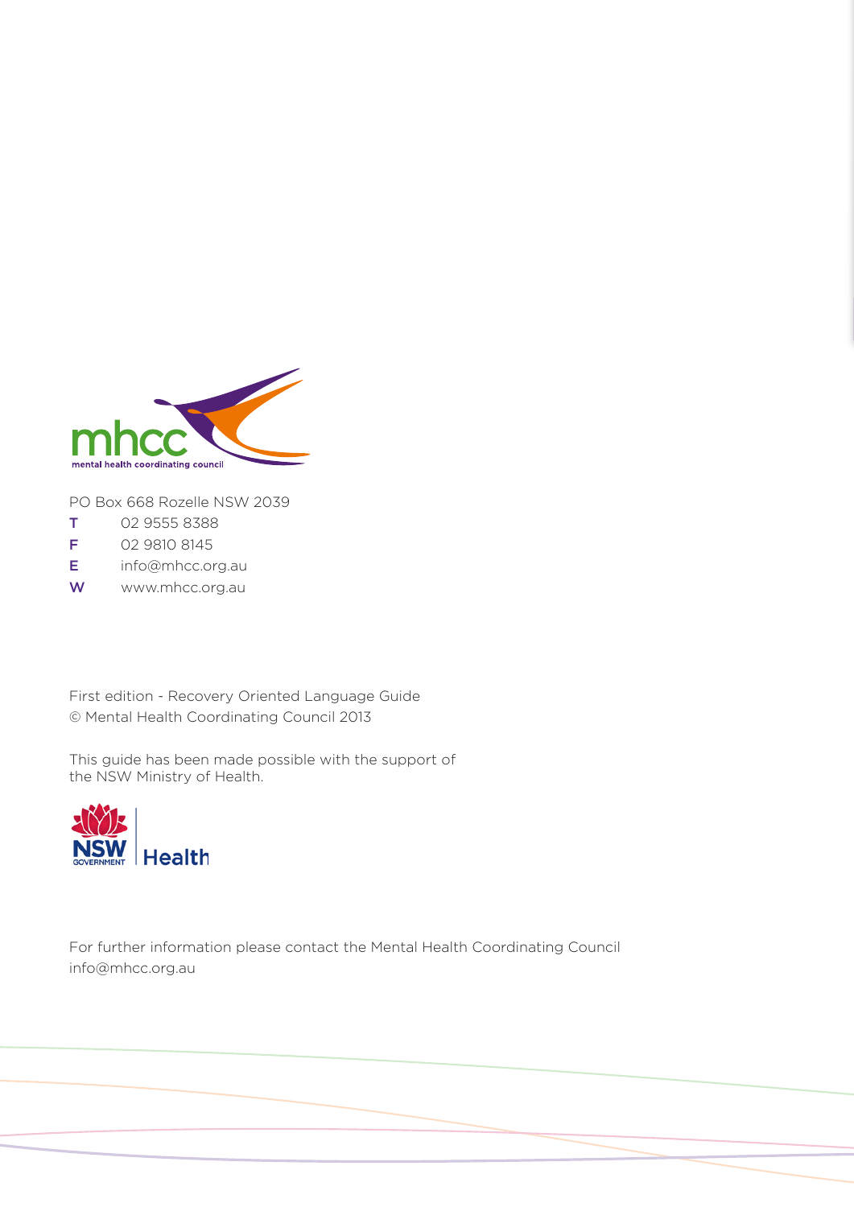mhcc

mental health coordinating council

PO Box 668 Rozelle NSW 2039

T 02 9555 8388

F 02 9810 8145

E info@mhcc.org.au

W www.mhcc.org.au

First edition - Recovery Oriented Language Guide
© Mental Health Coordinating Council 2013

This guide has been made possible with the support of the NSW Ministry of Health.

NSW GOVERNMENT | Health

For further information please contact the Mental Health Coordinating Council
info@mhcc.org.au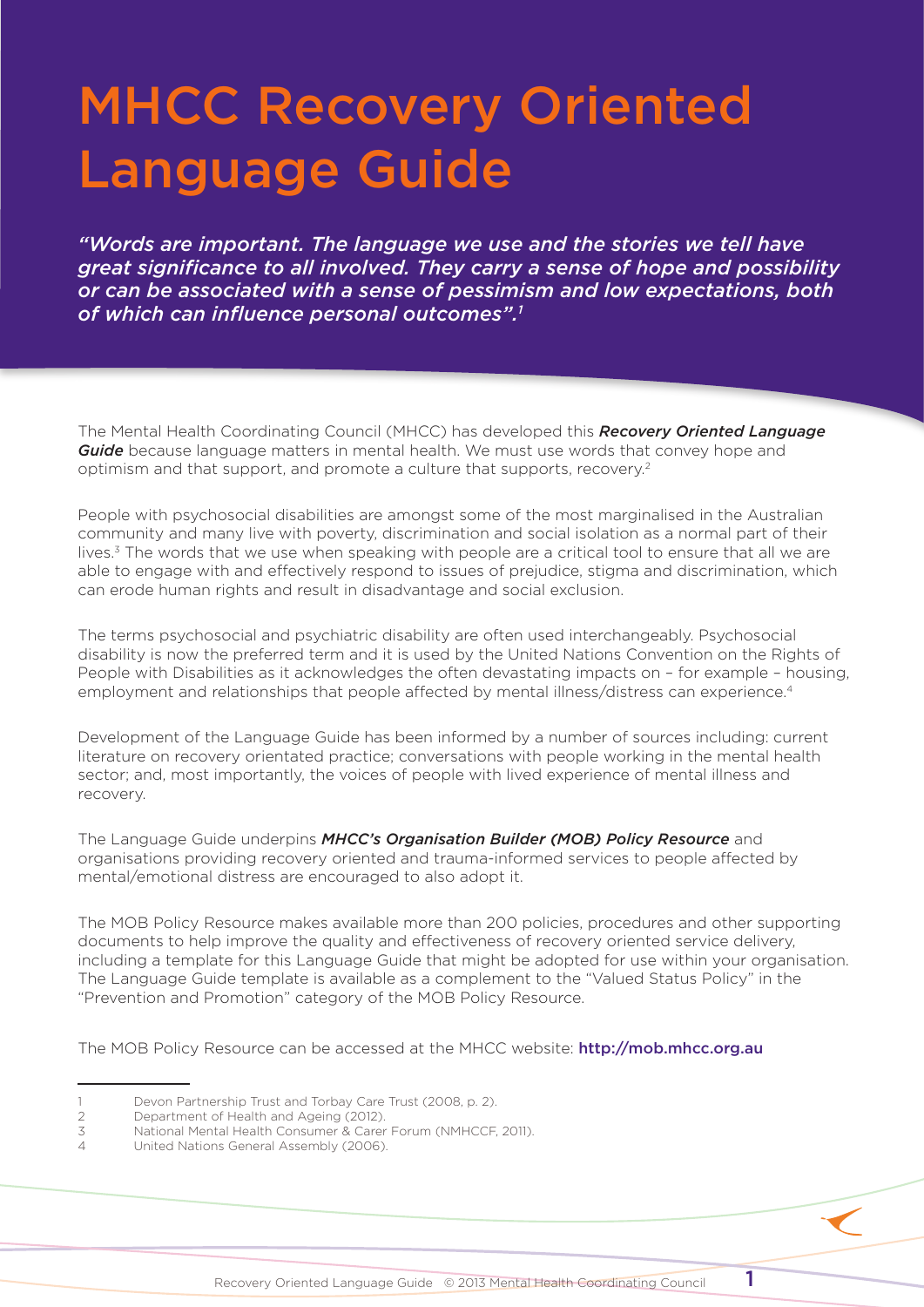# MHCC Recovery Oriented Language Guide

*"Words are important. The language we use and the stories we tell have great significance to all involved. They carry a sense of hope and possibility or can be associated with a sense of pessimism and low expectations, both of which can influence personal outcomes".[1]*

The Mental Health Coordinating Council (MHCC) has developed this ***Recovery Oriented Language Guide*** because language matters in mental health. We must use words that convey hope and optimism and that support, and promote a culture that supports, recovery.[2]

People with psychosocial disabilities are amongst some of the most marginalised in the Australian community and many live with poverty, discrimination and social isolation as a normal part of their lives.[3] The words that we use when speaking with people are a critical tool to ensure that all we are able to engage with and effectively respond to issues of prejudice, stigma and discrimination, which can erode human rights and result in disadvantage and social exclusion.

The terms psychosocial and psychiatric disability are often used interchangeably. Psychosocial disability is now the preferred term and it is used by the United Nations Convention on the Rights of People with Disabilities as it acknowledges the often devastating impacts on – for example – housing, employment and relationships that people affected by mental illness/distress can experience.[4]

Development of the Language Guide has been informed by a number of sources including: current literature on recovery orientated practice; conversations with people working in the mental health sector; and, most importantly, the voices of people with lived experience of mental illness and recovery.

The Language Guide underpins ***MHCC's Organisation Builder (MOB) Policy Resource*** and organisations providing recovery oriented and trauma-informed services to people affected by mental/emotional distress are encouraged to also adopt it.

The MOB Policy Resource makes available more than 200 policies, procedures and other supporting documents to help improve the quality and effectiveness of recovery oriented service delivery, including a template for this Language Guide that might be adopted for use within your organisation. The Language Guide template is available as a complement to the "Valued Status Policy" in the "Prevention and Promotion" category of the MOB Policy Resource.

The MOB Policy Resource can be accessed at the MHCC website: **http://mob.mhcc.org.au**

---

1 Devon Partnership Trust and Torbay Care Trust (2008, p. 2).
2 Department of Health and Ageing (2012).
3 National Mental Health Consumer & Carer Forum (NMHCCF, 2011).
4 United Nations General Assembly (2006).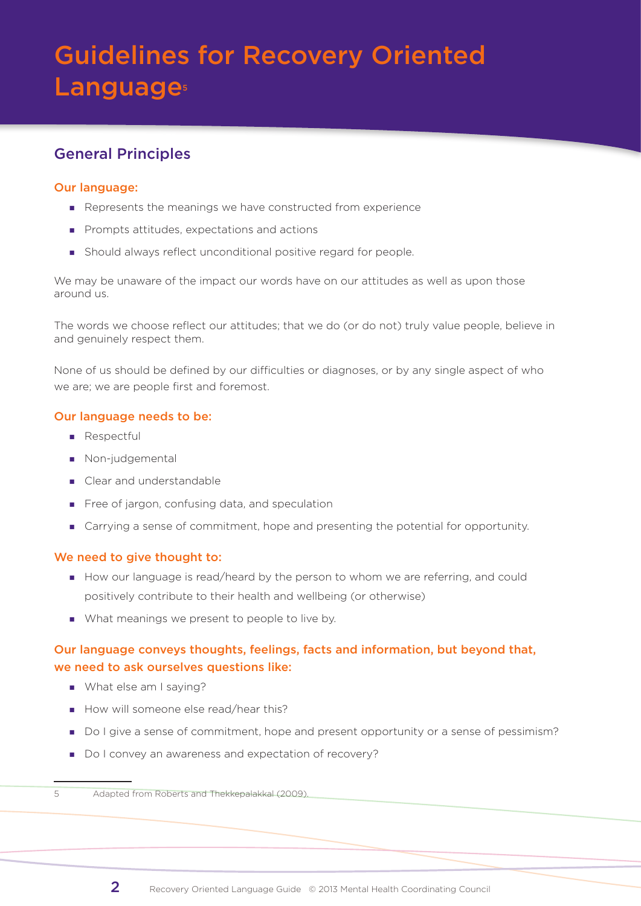# Guidelines for Recovery Oriented Language[5]

## General Principles

### Our language:

- Represents the meanings we have constructed from experience
- Prompts attitudes, expectations and actions
- Should always reflect unconditional positive regard for people.

We may be unaware of the impact our words have on our attitudes as well as upon those around us.

The words we choose reflect our attitudes; that we do (or do not) truly value people, believe in and genuinely respect them.

None of us should be defined by our difficulties or diagnoses, or by any single aspect of who we are; we are people first and foremost.

### Our language needs to be:

- Respectful
- Non-judgemental
- Clear and understandable
- Free of jargon, confusing data, and speculation
- Carrying a sense of commitment, hope and presenting the potential for opportunity.

### We need to give thought to:

- How our language is read/heard by the person to whom we are referring, and could positively contribute to their health and wellbeing (or otherwise)
- What meanings we present to people to live by.

### Our language conveys thoughts, feelings, facts and information, but beyond that, we need to ask ourselves questions like:

- What else am I saying?
- How will someone else read/hear this?
- Do I give a sense of commitment, hope and present opportunity or a sense of pessimism?
- Do I convey an awareness and expectation of recovery?

---

5 Adapted from Roberts and Thekkepalakkal (2009).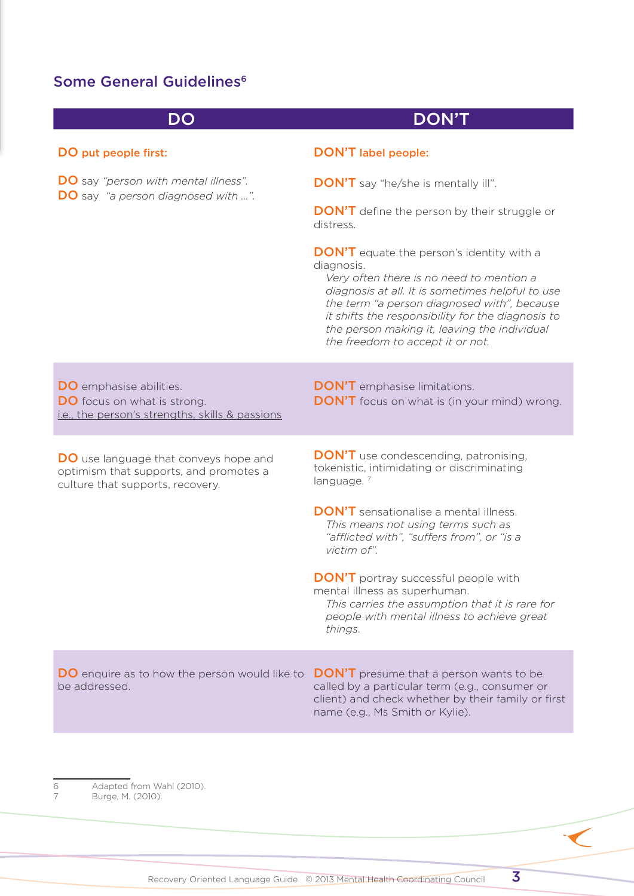## Some General Guidelines[6]

| DO | DON'T |
|---|---|
| **DO put people first:**<br><br>**DO** say *"person with mental illness".*<br>**DO** say *"a person diagnosed with …".* | **DON'T label people:**<br><br>**DON'T** say "he/she is mentally ill".<br><br>**DON'T** define the person by their struggle or distress.<br><br>**DON'T** equate the person's identity with a diagnosis.<br>*Very often there is no need to mention a diagnosis at all. It is sometimes helpful to use the term "a person diagnosed with", because it shifts the responsibility for the diagnosis to the person making it, leaving the individual the freedom to accept it or not.* |
| **DO** emphasise abilities.<br>**DO** focus on what is strong.<br>i.e., the person's strengths, skills & passions | **DON'T** emphasise limitations.<br>**DON'T** focus on what is (in your mind) wrong. |
| **DO** use language that conveys hope and optimism that supports, and promotes a culture that supports, recovery. | **DON'T** use condescending, patronising, tokenistic, intimidating or discriminating language. [7]<br><br>**DON'T** sensationalise a mental illness.<br>*This means not using terms such as "afflicted with", "suffers from", or "is a victim of".*<br><br>**DON'T** portray successful people with mental illness as superhuman.<br>*This carries the assumption that it is rare for people with mental illness to achieve great things.* |
| **DO** enquire as to how the person would like to be addressed. | **DON'T** presume that a person wants to be called by a particular term (e.g., consumer or client) and check whether by their family or first name (e.g., Ms Smith or Kylie). |

6 Adapted from Wahl (2010).
7 Burge, M. (2010).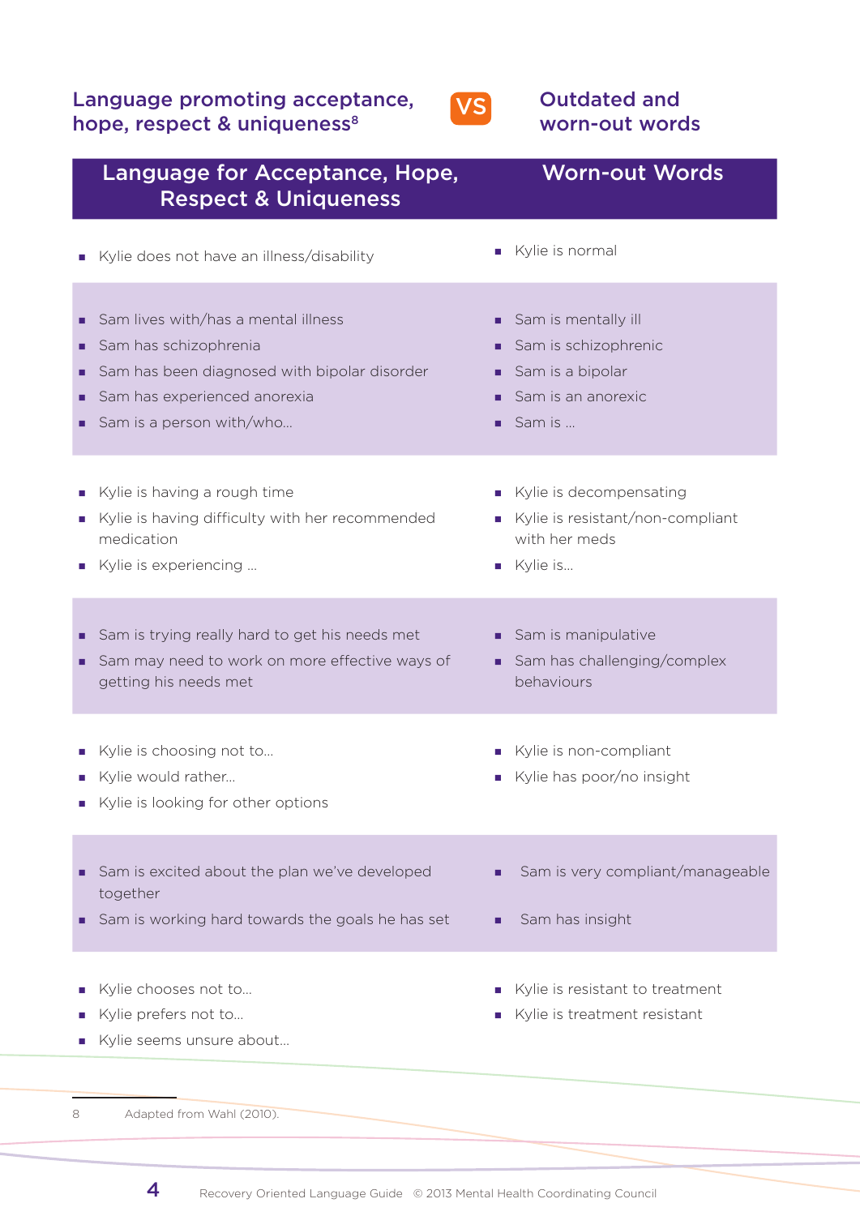## Language promoting acceptance, hope, respect & uniqueness[8] VS Outdated and worn-out words

| Language for Acceptance, Hope, Respect & Uniqueness | Worn-out Words |
|---|---|
| ▪ Kylie does not have an illness/disability | ▪ Kylie is normal |
| ▪ Sam lives with/has a mental illness<br>▪ Sam has schizophrenia<br>▪ Sam has been diagnosed with bipolar disorder<br>▪ Sam has experienced anorexia<br>▪ Sam is a person with/who... | ▪ Sam is mentally ill<br>▪ Sam is schizophrenic<br>▪ Sam is a bipolar<br>▪ Sam is an anorexic<br>▪ Sam is ... |
| ▪ Kylie is having a rough time<br>▪ Kylie is having difficulty with her recommended medication<br>▪ Kylie is experiencing ... | ▪ Kylie is decompensating<br>▪ Kylie is resistant/non-compliant with her meds<br>▪ Kylie is... |
| ▪ Sam is trying really hard to get his needs met<br>▪ Sam may need to work on more effective ways of getting his needs met | ▪ Sam is manipulative<br>▪ Sam has challenging/complex behaviours |
| ▪ Kylie is choosing not to...<br>▪ Kylie would rather...<br>▪ Kylie is looking for other options | ▪ Kylie is non-compliant<br>▪ Kylie has poor/no insight |
| ▪ Sam is excited about the plan we've developed together<br>▪ Sam is working hard towards the goals he has set | ▪ Sam is very compliant/manageable<br>▪ Sam has insight |
| ▪ Kylie chooses not to...<br>▪ Kylie prefers not to...<br>▪ Kylie seems unsure about... | ▪ Kylie is resistant to treatment<br>▪ Kylie is treatment resistant |

8 Adapted from Wahl (2010).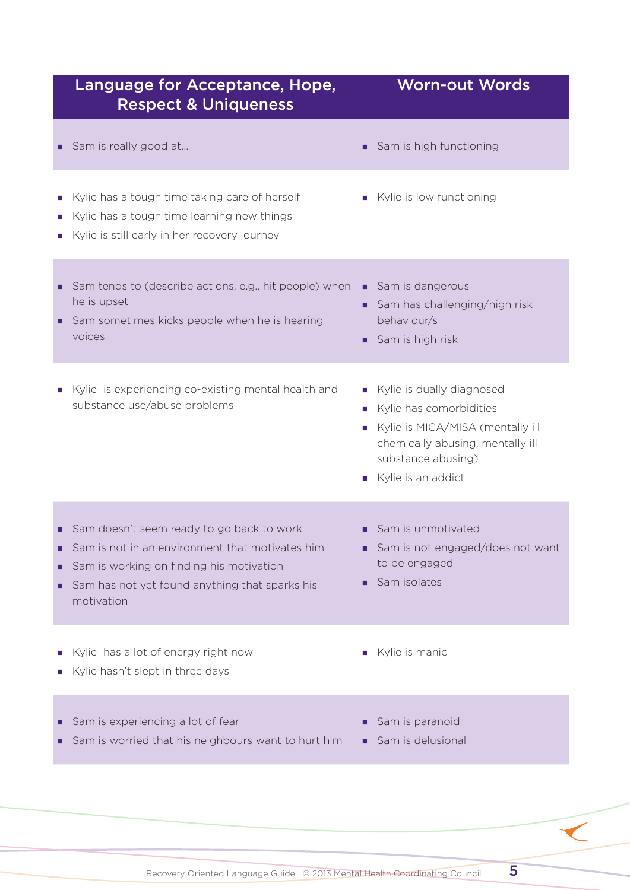| Language for Acceptance, Hope, Respect & Uniqueness | Worn-out Words |
|---|---|
| ▪ Sam is really good at… | ▪ Sam is high functioning |
| ▪ Kylie has a tough time taking care of herself<br>▪ Kylie has a tough time learning new things<br>▪ Kylie is still early in her recovery journey | ▪ Kylie is low functioning |
| ▪ Sam tends to (describe actions, e.g., hit people) when he is upset<br>▪ Sam sometimes kicks people when he is hearing voices | ▪ Sam is dangerous<br>▪ Sam has challenging/high risk behaviour/s<br>▪ Sam is high risk |
| ▪ Kylie is experiencing co-existing mental health and substance use/abuse problems | ▪ Kylie is dually diagnosed<br>▪ Kylie has comorbidities<br>▪ Kylie is MICA/MISA (mentally ill chemically abusing, mentally ill substance abusing)<br>▪ Kylie is an addict |
| ▪ Sam doesn't seem ready to go back to work<br>▪ Sam is not in an environment that motivates him<br>▪ Sam is working on finding his motivation<br>▪ Sam has not yet found anything that sparks his motivation | ▪ Sam is unmotivated<br>▪ Sam is not engaged/does not want to be engaged<br>▪ Sam isolates |
| ▪ Kylie has a lot of energy right now<br>▪ Kylie hasn't slept in three days | ▪ Kylie is manic |
| ▪ Sam is experiencing a lot of fear<br>▪ Sam is worried that his neighbours want to hurt him | ▪ Sam is paranoid<br>▪ Sam is delusional |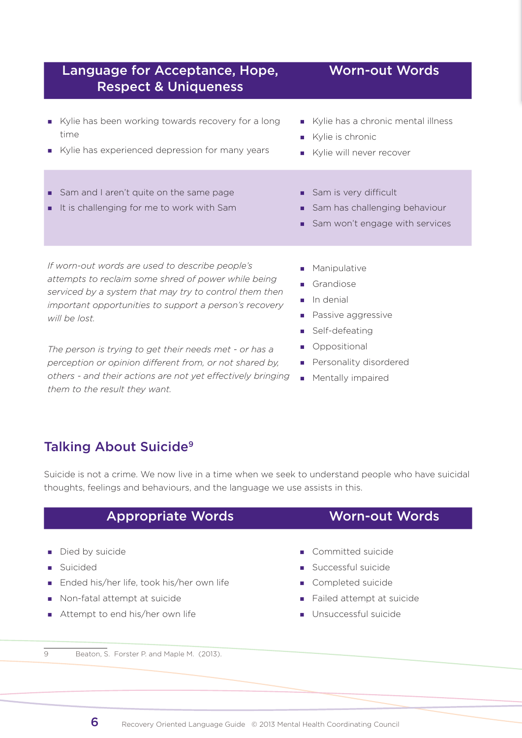| Language for Acceptance, Hope, Respect & Uniqueness | Worn-out Words |
|---|---|
| ▪ Kylie has been working towards recovery for a long time<br>▪ Kylie has experienced depression for many years | ▪ Kylie has a chronic mental illness<br>▪ Kylie is chronic<br>▪ Kylie will never recover |
| ▪ Sam and I aren't quite on the same page<br>▪ It is challenging for me to work with Sam | ▪ Sam is very difficult<br>▪ Sam has challenging behaviour<br>▪ Sam won't engage with services |
| *If worn-out words are used to describe people's attempts to reclaim some shred of power while being serviced by a system that may try to control them then important opportunities to support a person's recovery will be lost.*<br><br>*The person is trying to get their needs met - or has a perception or opinion different from, or not shared by, others - and their actions are not yet effectively bringing them to the result they want.* | ▪ Manipulative<br>▪ Grandiose<br>▪ In denial<br>▪ Passive aggressive<br>▪ Self-defeating<br>▪ Oppositional<br>▪ Personality disordered<br>▪ Mentally impaired |

## Talking About Suicide[9]

Suicide is not a crime. We now live in a time when we seek to understand people who have suicidal thoughts, feelings and behaviours, and the language we use assists in this.

| Appropriate Words | Worn-out Words |
|---|---|
| Died by suicide | Committed suicide |
| Suicided | Successful suicide |
| Ended his/her life, took his/her own life | Completed suicide |
| Non-fatal attempt at suicide | Failed attempt at suicide |
| Attempt to end his/her own life | Unsuccessful suicide |

9 Beaton, S. Forster P. and Maple M. (2013).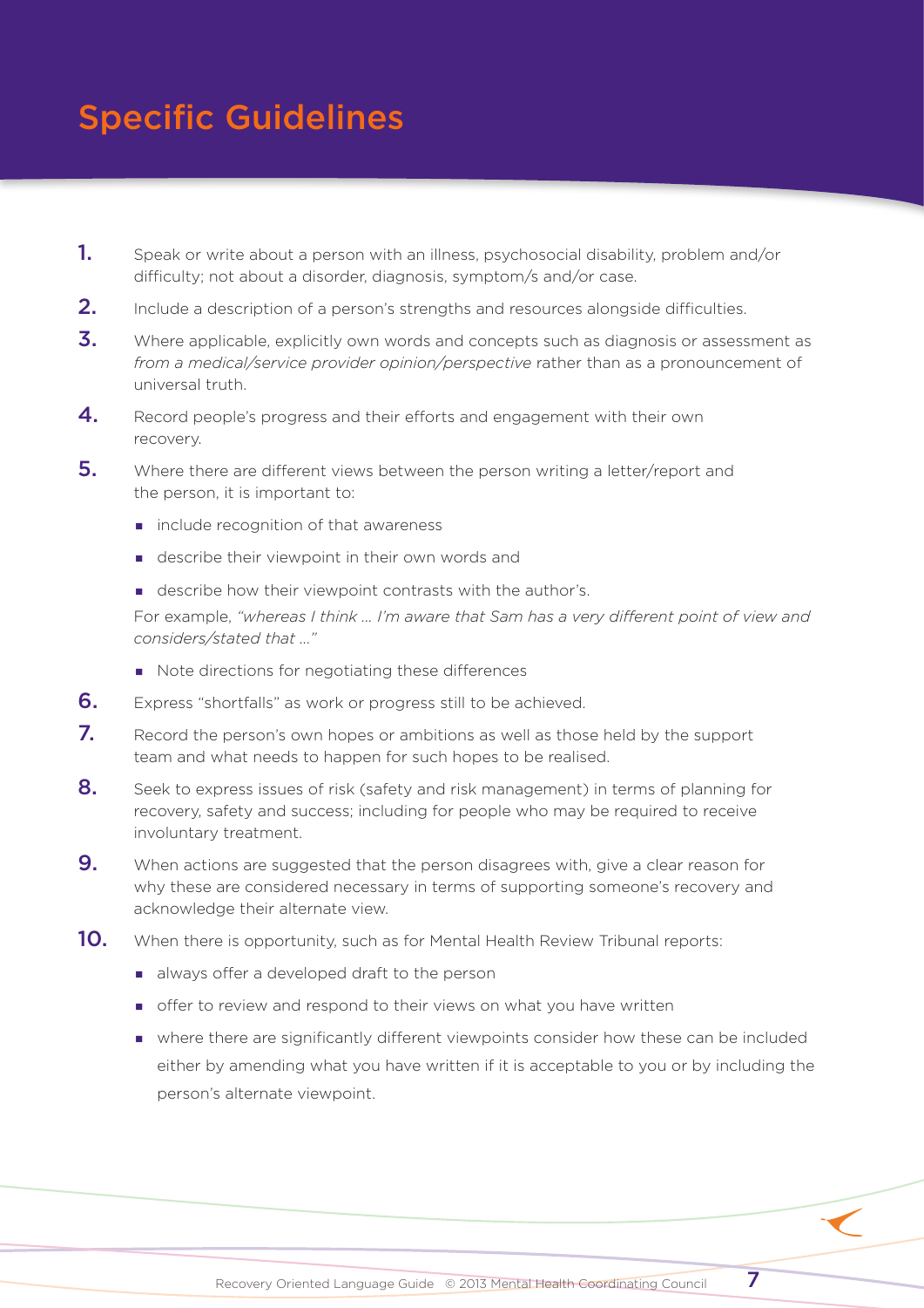# Specific Guidelines

1. Speak or write about a person with an illness, psychosocial disability, problem and/or difficulty; not about a disorder, diagnosis, symptom/s and/or case.
2. Include a description of a person's strengths and resources alongside difficulties.
3. Where applicable, explicitly own words and concepts such as diagnosis or assessment as *from a medical/service provider opinion/perspective* rather than as a pronouncement of universal truth.
4. Record people's progress and their efforts and engagement with their own recovery.
5. Where there are different views between the person writing a letter/report and the person, it is important to:
   - include recognition of that awareness
   - describe their viewpoint in their own words and
   - describe how their viewpoint contrasts with the author's.

   For example, *"whereas I think ... I'm aware that Sam has a very different point of view and considers/stated that ..."*
   - Note directions for negotiating these differences
6. Express "shortfalls" as work or progress still to be achieved.
7. Record the person's own hopes or ambitions as well as those held by the support team and what needs to happen for such hopes to be realised.
8. Seek to express issues of risk (safety and risk management) in terms of planning for recovery, safety and success; including for people who may be required to receive involuntary treatment.
9. When actions are suggested that the person disagrees with, give a clear reason for why these are considered necessary in terms of supporting someone's recovery and acknowledge their alternate view.
10. When there is opportunity, such as for Mental Health Review Tribunal reports:
    - always offer a developed draft to the person
    - offer to review and respond to their views on what you have written
    - where there are significantly different viewpoints consider how these can be included either by amending what you have written if it is acceptable to you or by including the person's alternate viewpoint.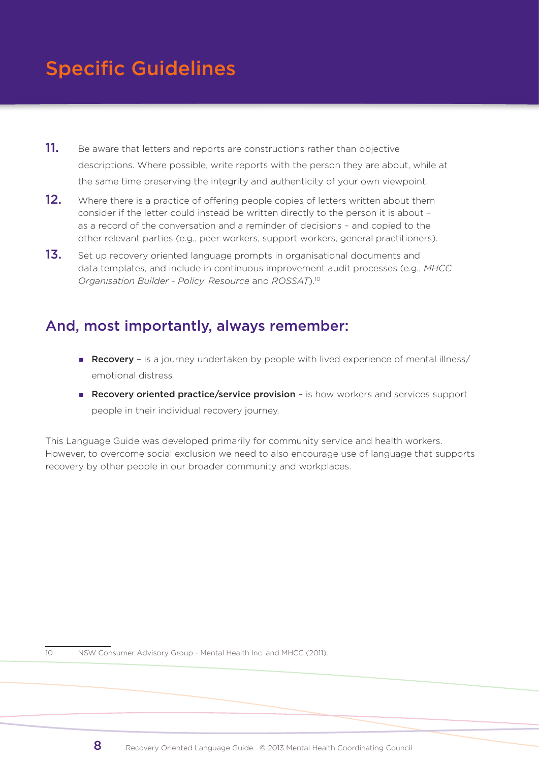# Specific Guidelines

11. Be aware that letters and reports are constructions rather than objective descriptions. Where possible, write reports with the person they are about, while at the same time preserving the integrity and authenticity of your own viewpoint.

12. Where there is a practice of offering people copies of letters written about them consider if the letter could instead be written directly to the person it is about – as a record of the conversation and a reminder of decisions – and copied to the other relevant parties (e.g., peer workers, support workers, general practitioners).

13. Set up recovery oriented language prompts in organisational documents and data templates, and include in continuous improvement audit processes (e.g., *MHCC Organisation Builder - Policy Resource* and *ROSSAT*).[10]

## And, most importantly, always remember:

- **Recovery** – is a journey undertaken by people with lived experience of mental illness/ emotional distress
- **Recovery oriented practice/service provision** – is how workers and services support people in their individual recovery journey.

This Language Guide was developed primarily for community service and health workers. However, to overcome social exclusion we need to also encourage use of language that supports recovery by other people in our broader community and workplaces.

10 NSW Consumer Advisory Group - Mental Health Inc. and MHCC (2011).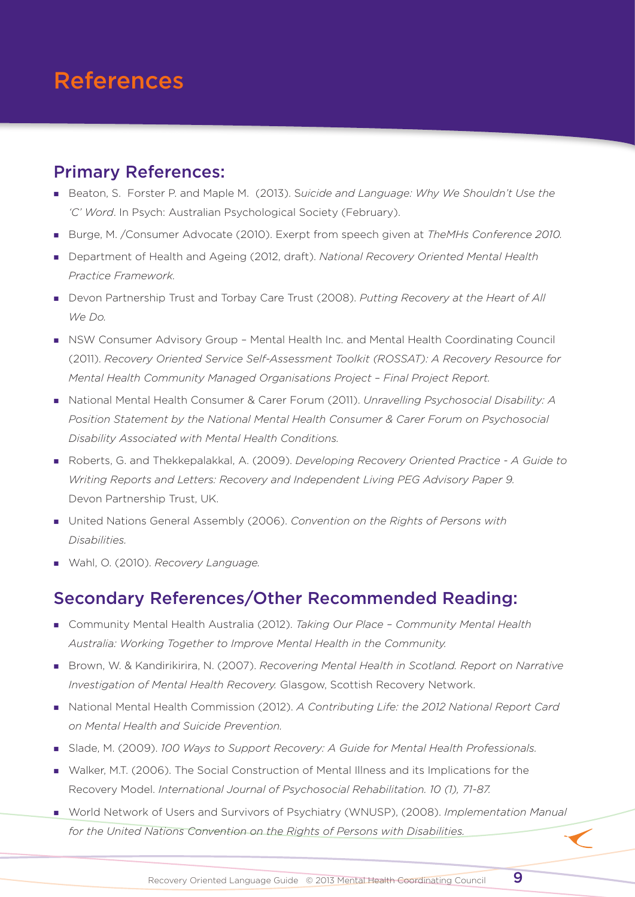# References

## Primary References:

- Beaton, S. Forster P. and Maple M. (2013). S*uicide and Language: Why We Shouldn't Use the 'C' Word*. In Psych: Australian Psychological Society (February).
- Burge, M. /Consumer Advocate (2010). Exerpt from speech given at *TheMHs Conference 2010.*
- Department of Health and Ageing (2012, draft). *National Recovery Oriented Mental Health Practice Framework.*
- Devon Partnership Trust and Torbay Care Trust (2008). *Putting Recovery at the Heart of All We Do.*
- NSW Consumer Advisory Group – Mental Health Inc. and Mental Health Coordinating Council (2011). *Recovery Oriented Service Self-Assessment Toolkit (ROSSAT): A Recovery Resource for Mental Health Community Managed Organisations Project – Final Project Report.*
- National Mental Health Consumer & Carer Forum (2011). *Unravelling Psychosocial Disability: A Position Statement by the National Mental Health Consumer & Carer Forum on Psychosocial Disability Associated with Mental Health Conditions.*
- Roberts, G. and Thekkepalakkal, A. (2009). *Developing Recovery Oriented Practice - A Guide to Writing Reports and Letters: Recovery and Independent Living PEG Advisory Paper 9.* Devon Partnership Trust, UK.
- United Nations General Assembly (2006). *Convention on the Rights of Persons with Disabilities.*
- Wahl, O. (2010). *Recovery Language.*

## Secondary References/Other Recommended Reading:

- Community Mental Health Australia (2012). *Taking Our Place – Community Mental Health Australia: Working Together to Improve Mental Health in the Community.*
- Brown, W. & Kandirikirira, N. (2007). *Recovering Mental Health in Scotland. Report on Narrative Investigation of Mental Health Recovery.* Glasgow, Scottish Recovery Network.
- National Mental Health Commission (2012). *A Contributing Life: the 2012 National Report Card on Mental Health and Suicide Prevention.*
- Slade, M. (2009). *100 Ways to Support Recovery: A Guide for Mental Health Professionals.*
- Walker, M.T. (2006). The Social Construction of Mental Illness and its Implications for the Recovery Model. *International Journal of Psychosocial Rehabilitation. 10 (1), 71-87.*
- World Network of Users and Survivors of Psychiatry (WNUSP), (2008). *Implementation Manual for the United Nations Convention on the Rights of Persons with Disabilities.*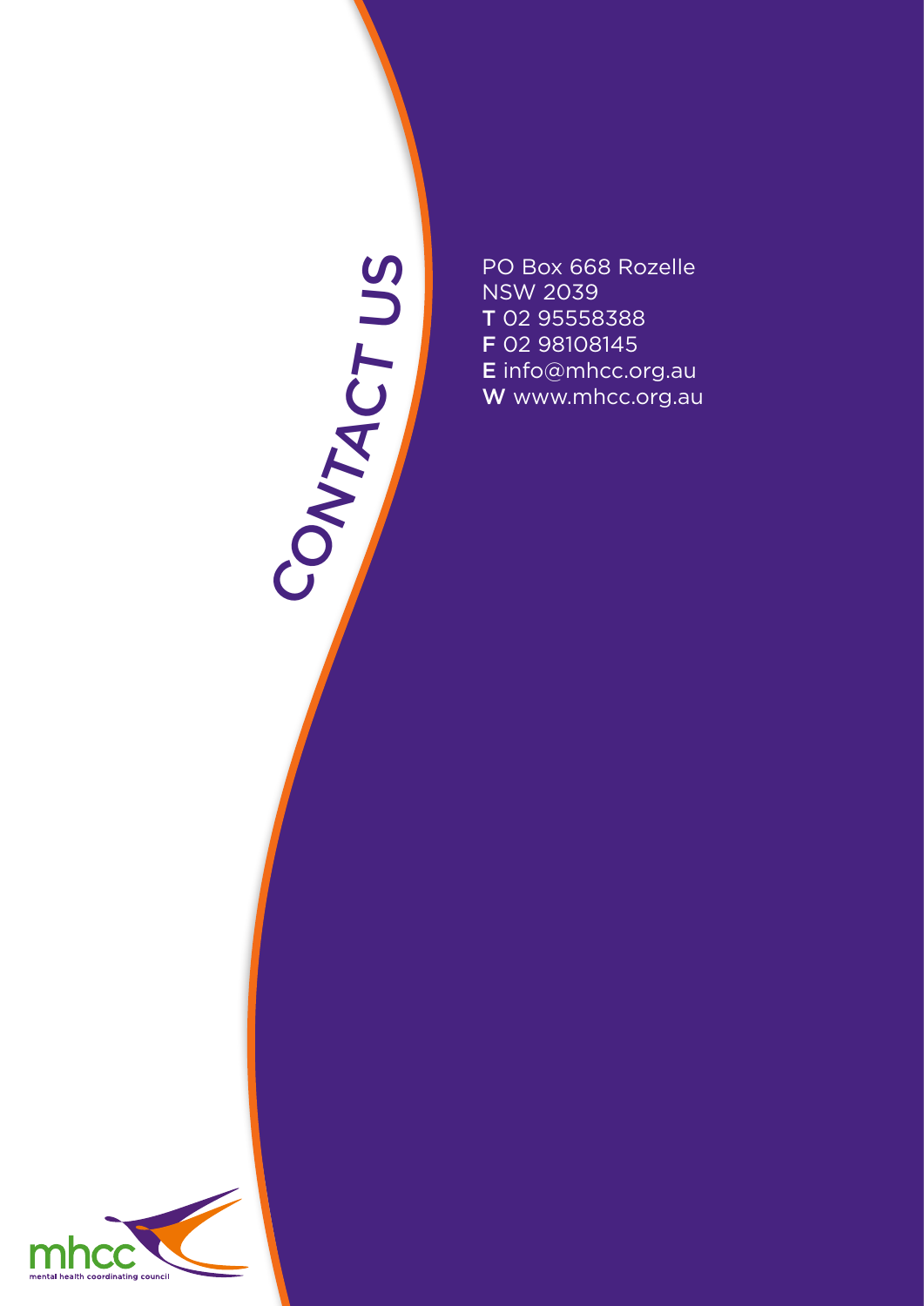# CONTACT US

PO Box 668 Rozelle
NSW 2039
**T** 02 95558388
**F** 02 98108145
**E** info@mhcc.org.au
**W** www.mhcc.org.au

mhcc
mental health coordinating council